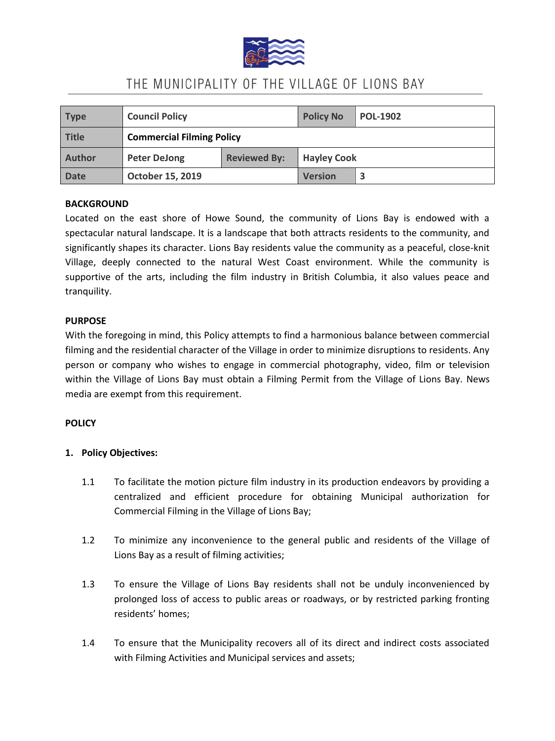# THE MUNICIPALITY OF THE VILLAGE OF LIONS BAY

| Type | Council Policy | | Policy No | POL-1902 |
|---|---|---|---|---|
| Title | Commercial Filming Policy | | | |
| Author | Peter DeJong | Reviewed By: | Hayley Cook | |
| Date | October 15, 2019 | | Version | 3 |

**BACKGROUND**

Located on the east shore of Howe Sound, the community of Lions Bay is endowed with a spectacular natural landscape. It is a landscape that both attracts residents to the community, and significantly shapes its character. Lions Bay residents value the community as a peaceful, close-knit Village, deeply connected to the natural West Coast environment. While the community is supportive of the arts, including the film industry in British Columbia, it also values peace and tranquility.

**PURPOSE**

With the foregoing in mind, this Policy attempts to find a harmonious balance between commercial filming and the residential character of the Village in order to minimize disruptions to residents. Any person or company who wishes to engage in commercial photography, video, film or television within the Village of Lions Bay must obtain a Filming Permit from the Village of Lions Bay. News media are exempt from this requirement.

**POLICY**

**1. Policy Objectives:**

1.1 To facilitate the motion picture film industry in its production endeavors by providing a centralized and efficient procedure for obtaining Municipal authorization for Commercial Filming in the Village of Lions Bay;

1.2 To minimize any inconvenience to the general public and residents of the Village of Lions Bay as a result of filming activities;

1.3 To ensure the Village of Lions Bay residents shall not be unduly inconvenienced by prolonged loss of access to public areas or roadways, or by restricted parking fronting residents' homes;

1.4 To ensure that the Municipality recovers all of its direct and indirect costs associated with Filming Activities and Municipal services and assets;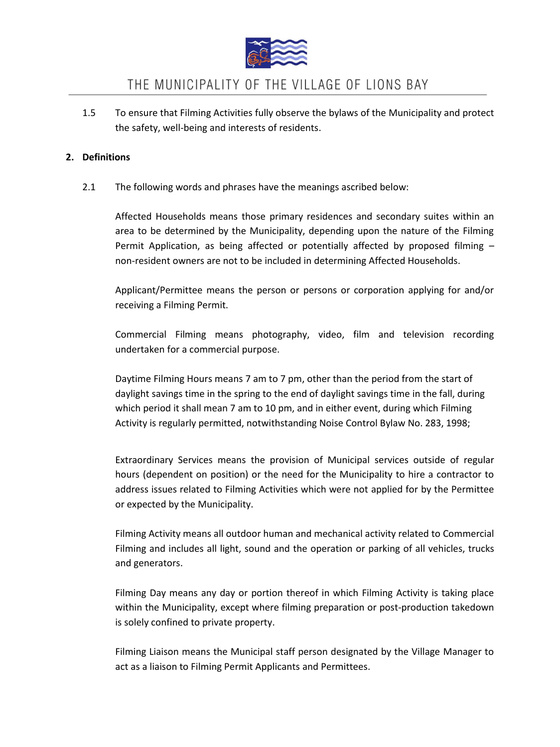1.5 To ensure that Filming Activities fully observe the bylaws of the Municipality and protect the safety, well-being and interests of residents.

## 2. Definitions

2.1 The following words and phrases have the meanings ascribed below:

Affected Households means those primary residences and secondary suites within an area to be determined by the Municipality, depending upon the nature of the Filming Permit Application, as being affected or potentially affected by proposed filming – non-resident owners are not to be included in determining Affected Households.

Applicant/Permittee means the person or persons or corporation applying for and/or receiving a Filming Permit.

Commercial Filming means photography, video, film and television recording undertaken for a commercial purpose.

Daytime Filming Hours means 7 am to 7 pm, other than the period from the start of daylight savings time in the spring to the end of daylight savings time in the fall, during which period it shall mean 7 am to 10 pm, and in either event, during which Filming Activity is regularly permitted, notwithstanding Noise Control Bylaw No. 283, 1998;

Extraordinary Services means the provision of Municipal services outside of regular hours (dependent on position) or the need for the Municipality to hire a contractor to address issues related to Filming Activities which were not applied for by the Permittee or expected by the Municipality.

Filming Activity means all outdoor human and mechanical activity related to Commercial Filming and includes all light, sound and the operation or parking of all vehicles, trucks and generators.

Filming Day means any day or portion thereof in which Filming Activity is taking place within the Municipality, except where filming preparation or post-production takedown is solely confined to private property.

Filming Liaison means the Municipal staff person designated by the Village Manager to act as a liaison to Filming Permit Applicants and Permittees.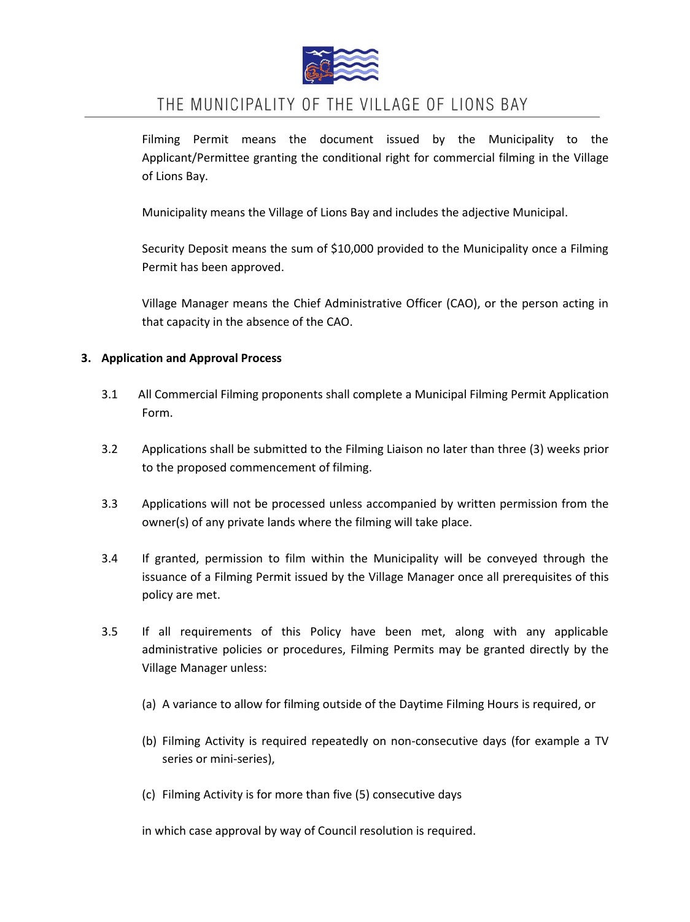Filming Permit means the document issued by the Municipality to the Applicant/Permittee granting the conditional right for commercial filming in the Village of Lions Bay.

Municipality means the Village of Lions Bay and includes the adjective Municipal.

Security Deposit means the sum of $10,000 provided to the Municipality once a Filming Permit has been approved.

Village Manager means the Chief Administrative Officer (CAO), or the person acting in that capacity in the absence of the CAO.

## 3. Application and Approval Process

3.1 All Commercial Filming proponents shall complete a Municipal Filming Permit Application Form.

3.2 Applications shall be submitted to the Filming Liaison no later than three (3) weeks prior to the proposed commencement of filming.

3.3 Applications will not be processed unless accompanied by written permission from the owner(s) of any private lands where the filming will take place.

3.4 If granted, permission to film within the Municipality will be conveyed through the issuance of a Filming Permit issued by the Village Manager once all prerequisites of this policy are met.

3.5 If all requirements of this Policy have been met, along with any applicable administrative policies or procedures, Filming Permits may be granted directly by the Village Manager unless:

(a) A variance to allow for filming outside of the Daytime Filming Hours is required, or

(b) Filming Activity is required repeatedly on non-consecutive days (for example a TV series or mini-series),

(c) Filming Activity is for more than five (5) consecutive days

in which case approval by way of Council resolution is required.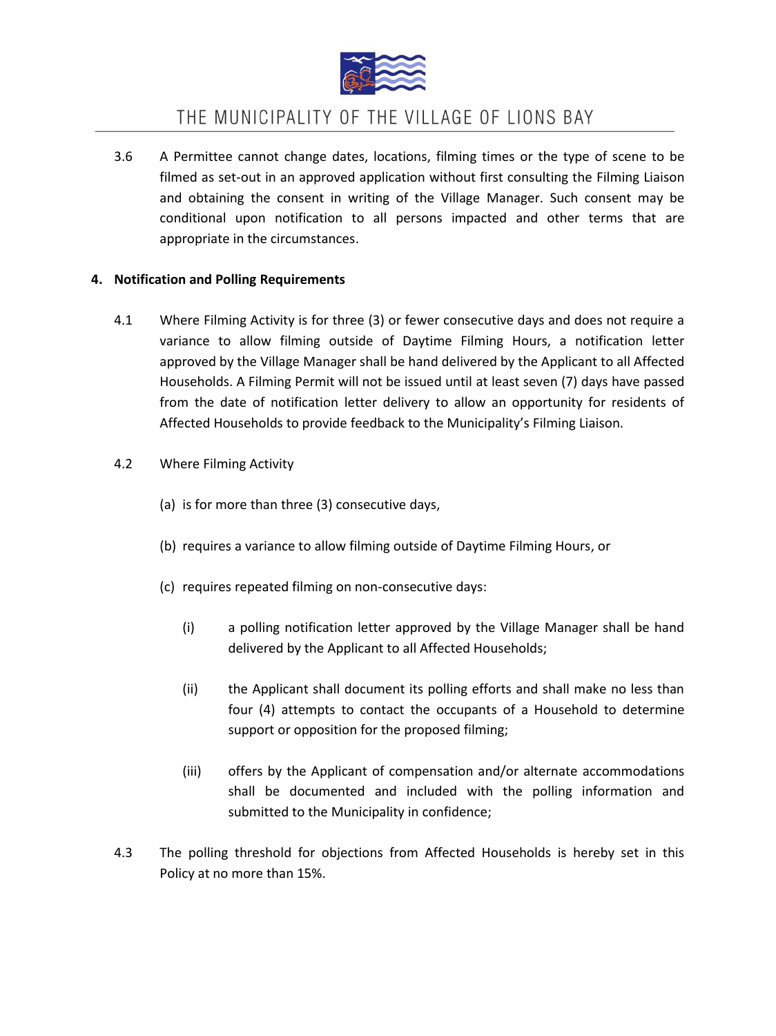3.6 A Permittee cannot change dates, locations, filming times or the type of scene to be filmed as set-out in an approved application without first consulting the Filming Liaison and obtaining the consent in writing of the Village Manager. Such consent may be conditional upon notification to all persons impacted and other terms that are appropriate in the circumstances.

## 4. Notification and Polling Requirements

4.1 Where Filming Activity is for three (3) or fewer consecutive days and does not require a variance to allow filming outside of Daytime Filming Hours, a notification letter approved by the Village Manager shall be hand delivered by the Applicant to all Affected Households. A Filming Permit will not be issued until at least seven (7) days have passed from the date of notification letter delivery to allow an opportunity for residents of Affected Households to provide feedback to the Municipality's Filming Liaison.

4.2 Where Filming Activity

(a) is for more than three (3) consecutive days,

(b) requires a variance to allow filming outside of Daytime Filming Hours, or

(c) requires repeated filming on non-consecutive days:

(i) a polling notification letter approved by the Village Manager shall be hand delivered by the Applicant to all Affected Households;

(ii) the Applicant shall document its polling efforts and shall make no less than four (4) attempts to contact the occupants of a Household to determine support or opposition for the proposed filming;

(iii) offers by the Applicant of compensation and/or alternate accommodations shall be documented and included with the polling information and submitted to the Municipality in confidence;

4.3 The polling threshold for objections from Affected Households is hereby set in this Policy at no more than 15%.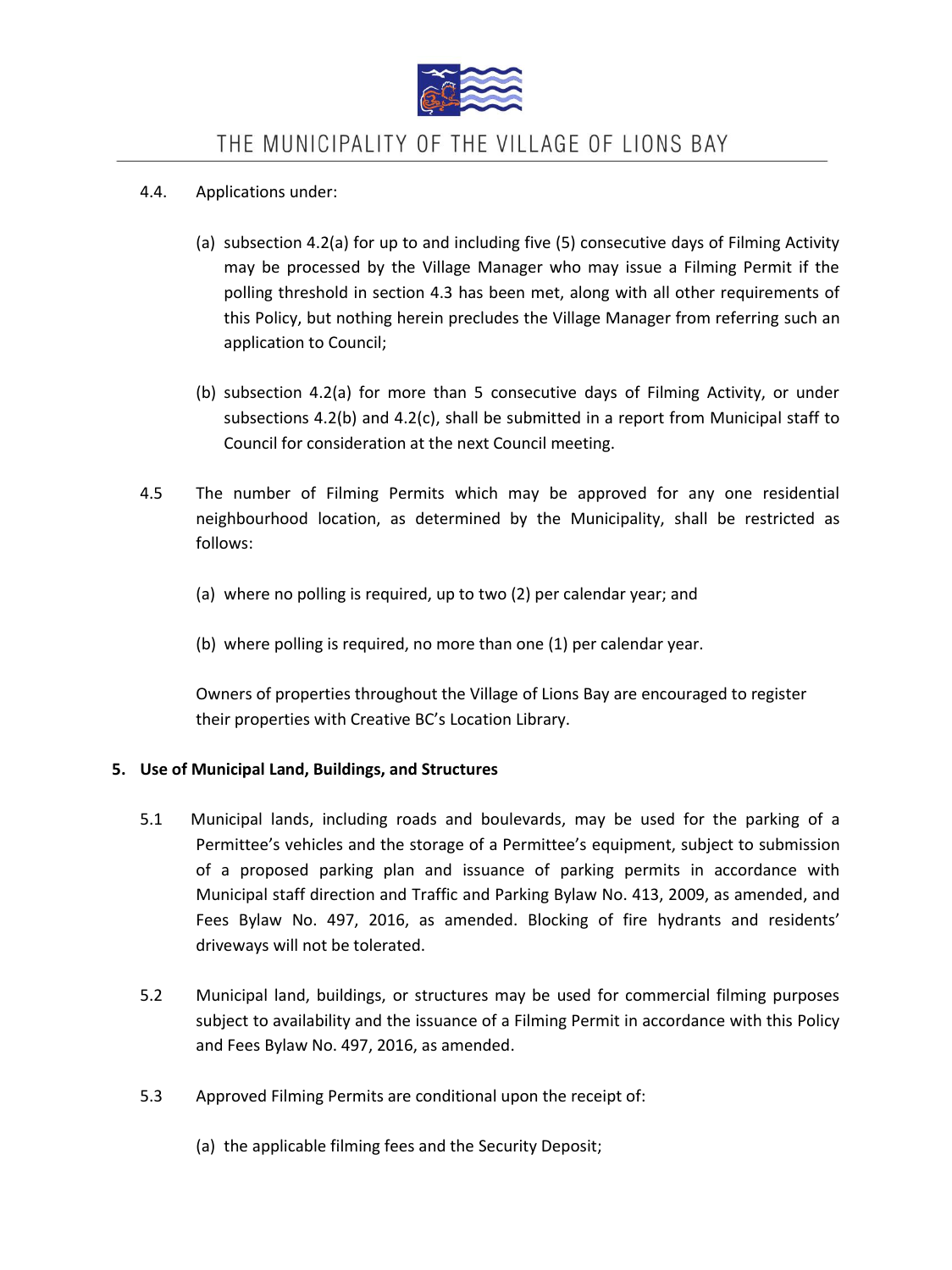4.4. Applications under:

(a) subsection 4.2(a) for up to and including five (5) consecutive days of Filming Activity may be processed by the Village Manager who may issue a Filming Permit if the polling threshold in section 4.3 has been met, along with all other requirements of this Policy, but nothing herein precludes the Village Manager from referring such an application to Council;

(b) subsection 4.2(a) for more than 5 consecutive days of Filming Activity, or under subsections 4.2(b) and 4.2(c), shall be submitted in a report from Municipal staff to Council for consideration at the next Council meeting.

4.5 The number of Filming Permits which may be approved for any one residential neighbourhood location, as determined by the Municipality, shall be restricted as follows:

(a) where no polling is required, up to two (2) per calendar year; and

(b) where polling is required, no more than one (1) per calendar year.

Owners of properties throughout the Village of Lions Bay are encouraged to register their properties with Creative BC's Location Library.

**5. Use of Municipal Land, Buildings, and Structures**

5.1 Municipal lands, including roads and boulevards, may be used for the parking of a Permittee's vehicles and the storage of a Permittee's equipment, subject to submission of a proposed parking plan and issuance of parking permits in accordance with Municipal staff direction and Traffic and Parking Bylaw No. 413, 2009, as amended, and Fees Bylaw No. 497, 2016, as amended. Blocking of fire hydrants and residents' driveways will not be tolerated.

5.2 Municipal land, buildings, or structures may be used for commercial filming purposes subject to availability and the issuance of a Filming Permit in accordance with this Policy and Fees Bylaw No. 497, 2016, as amended.

5.3 Approved Filming Permits are conditional upon the receipt of:

(a) the applicable filming fees and the Security Deposit;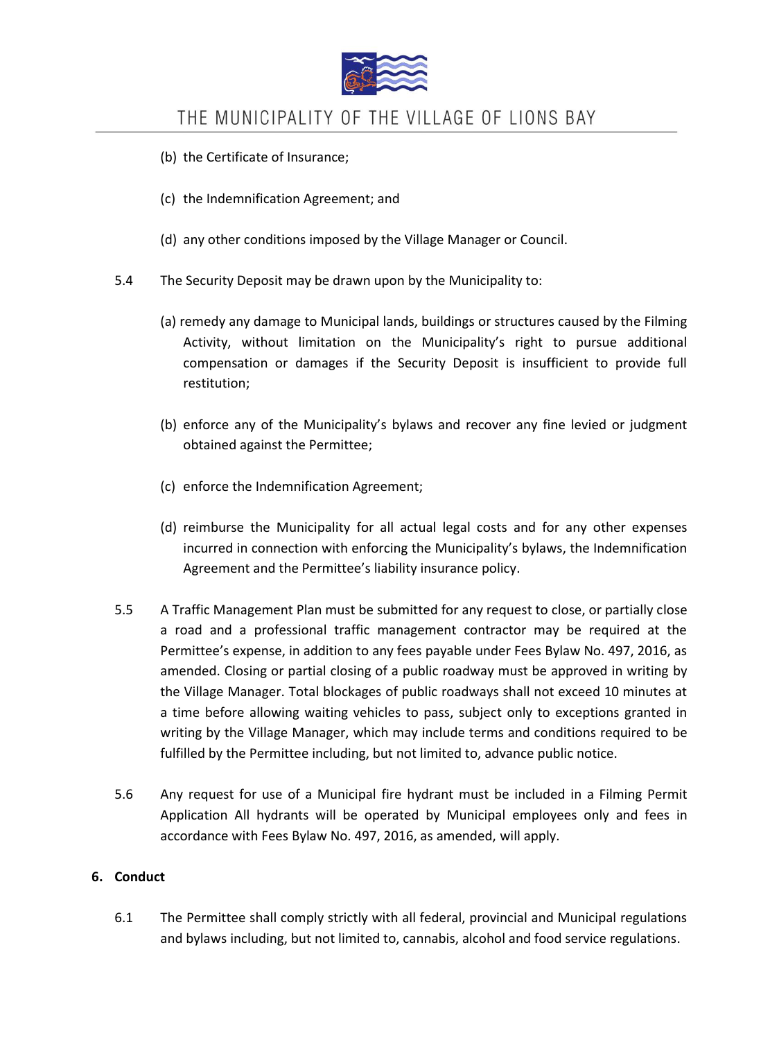(b) the Certificate of Insurance;

(c) the Indemnification Agreement; and

(d) any other conditions imposed by the Village Manager or Council.

5.4 The Security Deposit may be drawn upon by the Municipality to:

(a) remedy any damage to Municipal lands, buildings or structures caused by the Filming Activity, without limitation on the Municipality's right to pursue additional compensation or damages if the Security Deposit is insufficient to provide full restitution;

(b) enforce any of the Municipality's bylaws and recover any fine levied or judgment obtained against the Permittee;

(c) enforce the Indemnification Agreement;

(d) reimburse the Municipality for all actual legal costs and for any other expenses incurred in connection with enforcing the Municipality's bylaws, the Indemnification Agreement and the Permittee's liability insurance policy.

5.5 A Traffic Management Plan must be submitted for any request to close, or partially close a road and a professional traffic management contractor may be required at the Permittee's expense, in addition to any fees payable under Fees Bylaw No. 497, 2016, as amended. Closing or partial closing of a public roadway must be approved in writing by the Village Manager. Total blockages of public roadways shall not exceed 10 minutes at a time before allowing waiting vehicles to pass, subject only to exceptions granted in writing by the Village Manager, which may include terms and conditions required to be fulfilled by the Permittee including, but not limited to, advance public notice.

5.6 Any request for use of a Municipal fire hydrant must be included in a Filming Permit Application All hydrants will be operated by Municipal employees only and fees in accordance with Fees Bylaw No. 497, 2016, as amended, will apply.

## 6. Conduct

6.1 The Permittee shall comply strictly with all federal, provincial and Municipal regulations and bylaws including, but not limited to, cannabis, alcohol and food service regulations.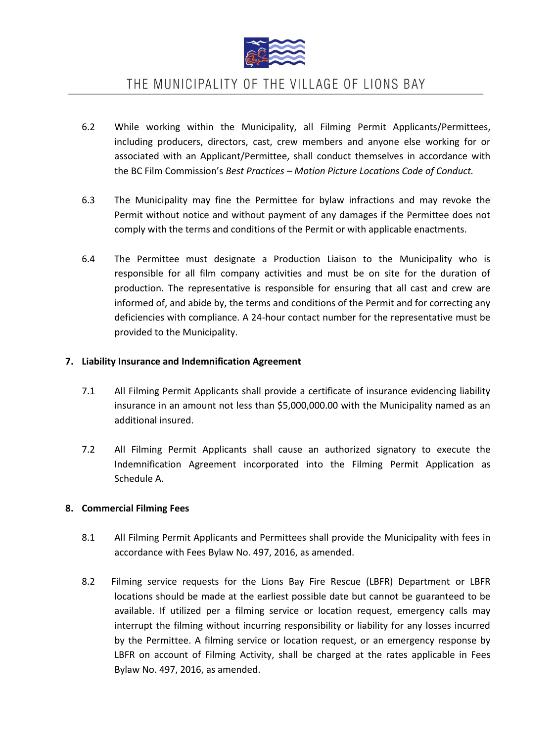6.2 While working within the Municipality, all Filming Permit Applicants/Permittees, including producers, directors, cast, crew members and anyone else working for or associated with an Applicant/Permittee, shall conduct themselves in accordance with the BC Film Commission's *Best Practices – Motion Picture Locations Code of Conduct.*

6.3 The Municipality may fine the Permittee for bylaw infractions and may revoke the Permit without notice and without payment of any damages if the Permittee does not comply with the terms and conditions of the Permit or with applicable enactments.

6.4 The Permittee must designate a Production Liaison to the Municipality who is responsible for all film company activities and must be on site for the duration of production. The representative is responsible for ensuring that all cast and crew are informed of, and abide by, the terms and conditions of the Permit and for correcting any deficiencies with compliance. A 24-hour contact number for the representative must be provided to the Municipality.

**7. Liability Insurance and Indemnification Agreement**

7.1 All Filming Permit Applicants shall provide a certificate of insurance evidencing liability insurance in an amount not less than $5,000,000.00 with the Municipality named as an additional insured.

7.2 All Filming Permit Applicants shall cause an authorized signatory to execute the Indemnification Agreement incorporated into the Filming Permit Application as Schedule A.

**8. Commercial Filming Fees**

8.1 All Filming Permit Applicants and Permittees shall provide the Municipality with fees in accordance with Fees Bylaw No. 497, 2016, as amended.

8.2 Filming service requests for the Lions Bay Fire Rescue (LBFR) Department or LBFR locations should be made at the earliest possible date but cannot be guaranteed to be available. If utilized per a filming service or location request, emergency calls may interrupt the filming without incurring responsibility or liability for any losses incurred by the Permittee. A filming service or location request, or an emergency response by LBFR on account of Filming Activity, shall be charged at the rates applicable in Fees Bylaw No. 497, 2016, as amended.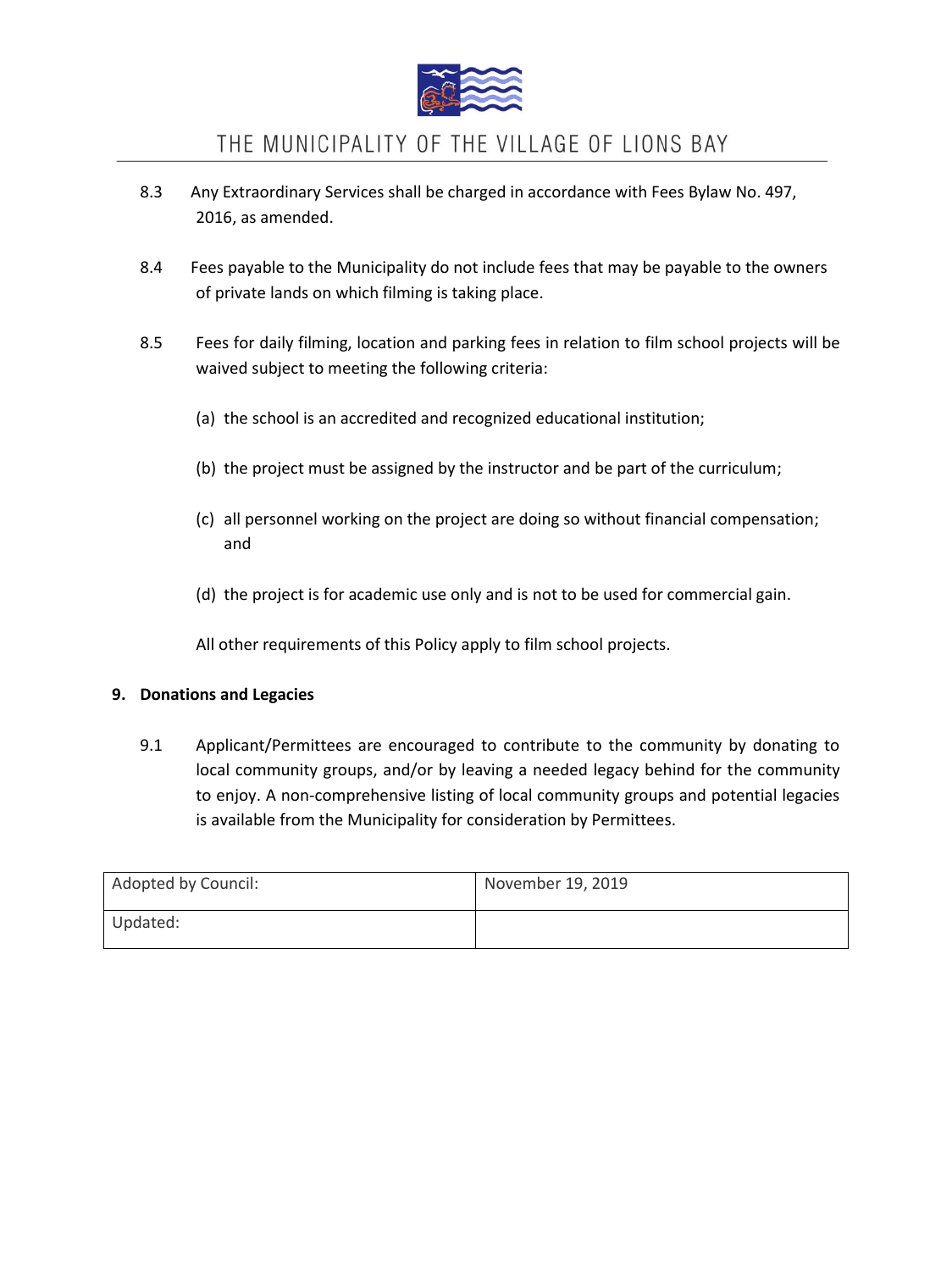8.3 Any Extraordinary Services shall be charged in accordance with Fees Bylaw No. 497, 2016, as amended.

8.4 Fees payable to the Municipality do not include fees that may be payable to the owners of private lands on which filming is taking place.

8.5 Fees for daily filming, location and parking fees in relation to film school projects will be waived subject to meeting the following criteria:

(a) the school is an accredited and recognized educational institution;

(b) the project must be assigned by the instructor and be part of the curriculum;

(c) all personnel working on the project are doing so without financial compensation; and

(d) the project is for academic use only and is not to be used for commercial gain.

All other requirements of this Policy apply to film school projects.

**9. Donations and Legacies**

9.1 Applicant/Permittees are encouraged to contribute to the community by donating to local community groups, and/or by leaving a needed legacy behind for the community to enjoy. A non-comprehensive listing of local community groups and potential legacies is available from the Municipality for consideration by Permittees.

| | |
|---|---|
| Adopted by Council: | November 19, 2019 |
| Updated: | |